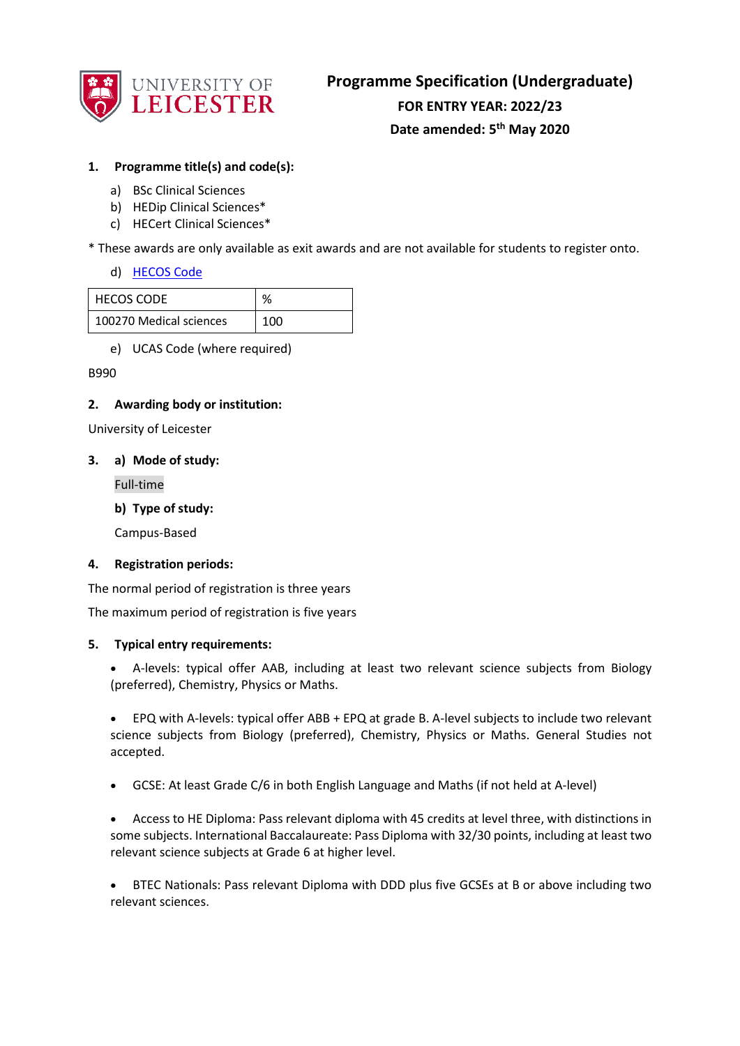UNIVERSITY OF LEICESTER

# Programme Specification (Undergraduate)

**FOR ENTRY YEAR: 2022/23**

**Date amended: 5th May 2020**

## 1. Programme title(s) and code(s):

a) BSc Clinical Sciences
b) HEDip Clinical Sciences*
c) HECert Clinical Sciences*

* These awards are only available as exit awards and are not available for students to register onto.

d) HECOS Code

| HECOS CODE | % |
|---|---|
| 100270 Medical sciences | 100 |

e) UCAS Code (where required)

B990

## 2. Awarding body or institution:

University of Leicester

## 3. a) Mode of study:

Full-time

**b) Type of study:**

Campus-Based

## 4. Registration periods:

The normal period of registration is three years

The maximum period of registration is five years

## 5. Typical entry requirements:

- A-levels: typical offer AAB, including at least two relevant science subjects from Biology (preferred), Chemistry, Physics or Maths.

- EPQ with A-levels: typical offer ABB + EPQ at grade B. A-level subjects to include two relevant science subjects from Biology (preferred), Chemistry, Physics or Maths. General Studies not accepted.

- GCSE: At least Grade C/6 in both English Language and Maths (if not held at A-level)

- Access to HE Diploma: Pass relevant diploma with 45 credits at level three, with distinctions in some subjects. International Baccalaureate: Pass Diploma with 32/30 points, including at least two relevant science subjects at Grade 6 at higher level.

- BTEC Nationals: Pass relevant Diploma with DDD plus five GCSEs at B or above including two relevant sciences.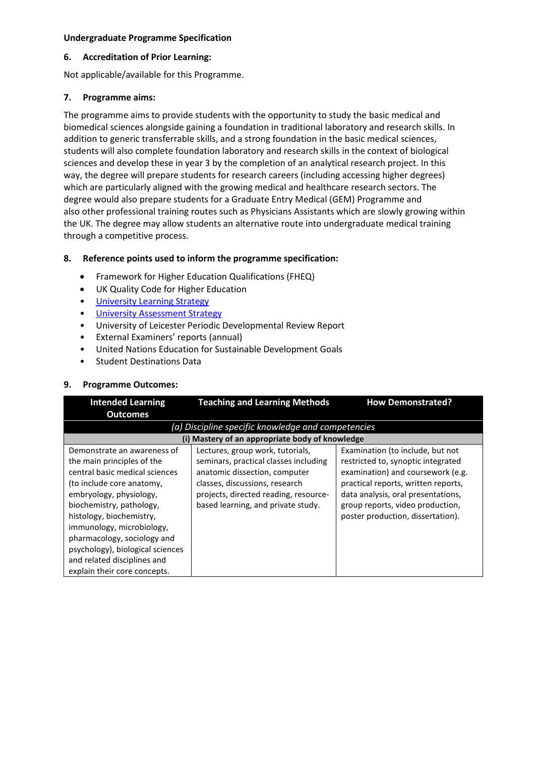**Undergraduate Programme Specification**

### 6. Accreditation of Prior Learning:

Not applicable/available for this Programme.

### 7. Programme aims:

The programme aims to provide students with the opportunity to study the basic medical and biomedical sciences alongside gaining a foundation in traditional laboratory and research skills. In addition to generic transferrable skills, and a strong foundation in the basic medical sciences, students will also complete foundation laboratory and research skills in the context of biological sciences and develop these in year 3 by the completion of an analytical research project. In this way, the degree will prepare students for research careers (including accessing higher degrees) which are particularly aligned with the growing medical and healthcare research sectors. The degree would also prepare students for a Graduate Entry Medical (GEM) Programme and also other professional training routes such as Physicians Assistants which are slowly growing within the UK. The degree may allow students an alternative route into undergraduate medical training through a competitive process.

### 8. Reference points used to inform the programme specification:

- Framework for Higher Education Qualifications (FHEQ)
- UK Quality Code for Higher Education
- University Learning Strategy
- University Assessment Strategy
- University of Leicester Periodic Developmental Review Report
- External Examiners' reports (annual)
- United Nations Education for Sustainable Development Goals
- Student Destinations Data

### 9. Programme Outcomes:

| Intended Learning Outcomes | Teaching and Learning Methods | How Demonstrated? |
|---|---|---|
| *(a) Discipline specific knowledge and competencies* | | |
| **(i) Mastery of an appropriate body of knowledge** | | |
| Demonstrate an awareness of the main principles of the central basic medical sciences (to include core anatomy, embryology, physiology, biochemistry, pathology, histology, biochemistry, immunology, microbiology, pharmacology, sociology and psychology), biological sciences and related disciplines and explain their core concepts. | Lectures, group work, tutorials, seminars, practical classes including anatomic dissection, computer classes, discussions, research projects, directed reading, resource-based learning, and private study. | Examination (to include, but not restricted to, synoptic integrated examination) and coursework (e.g. practical reports, written reports, data analysis, oral presentations, group reports, video production, poster production, dissertation). |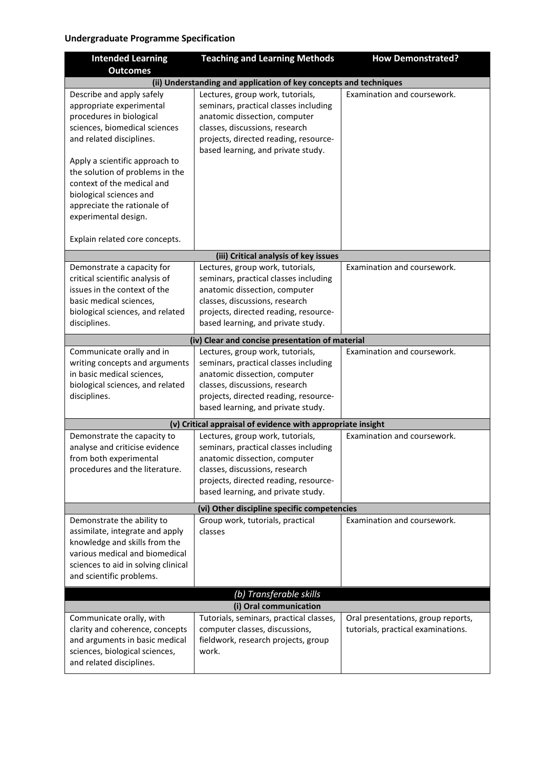**Undergraduate Programme Specification**

| Intended Learning Outcomes | Teaching and Learning Methods | How Demonstrated? |
|---|---|---|
| **(ii) Understanding and application of key concepts and techniques** | | |
| Describe and apply safely appropriate experimental procedures in biological sciences, biomedical sciences and related disciplines.<br><br>Apply a scientific approach to the solution of problems in the context of the medical and biological sciences and appreciate the rationale of experimental design.<br><br>Explain related core concepts. | Lectures, group work, tutorials, seminars, practical classes including anatomic dissection, computer classes, discussions, research projects, directed reading, resource-based learning, and private study. | Examination and coursework. |
| **(iii) Critical analysis of key issues** | | |
| Demonstrate a capacity for critical scientific analysis of issues in the context of the basic medical sciences, biological sciences, and related disciplines. | Lectures, group work, tutorials, seminars, practical classes including anatomic dissection, computer classes, discussions, research projects, directed reading, resource-based learning, and private study. | Examination and coursework. |
| **(iv) Clear and concise presentation of material** | | |
| Communicate orally and in writing concepts and arguments in basic medical sciences, biological sciences, and related disciplines. | Lectures, group work, tutorials, seminars, practical classes including anatomic dissection, computer classes, discussions, research projects, directed reading, resource-based learning, and private study. | Examination and coursework. |
| **(v) Critical appraisal of evidence with appropriate insight** | | |
| Demonstrate the capacity to analyse and criticise evidence from both experimental procedures and the literature. | Lectures, group work, tutorials, seminars, practical classes including anatomic dissection, computer classes, discussions, research projects, directed reading, resource-based learning, and private study. | Examination and coursework. |
| **(vi) Other discipline specific competencies** | | |
| Demonstrate the ability to assimilate, integrate and apply knowledge and skills from the various medical and biomedical sciences to aid in solving clinical and scientific problems. | Group work, tutorials, practical classes | Examination and coursework. |
| ***(b) Transferable skills*** | | |
| **(i) Oral communication** | | |
| Communicate orally, with clarity and coherence, concepts and arguments in basic medical sciences, biological sciences, and related disciplines. | Tutorials, seminars, practical classes, computer classes, discussions, fieldwork, research projects, group work. | Oral presentations, group reports, tutorials, practical examinations. |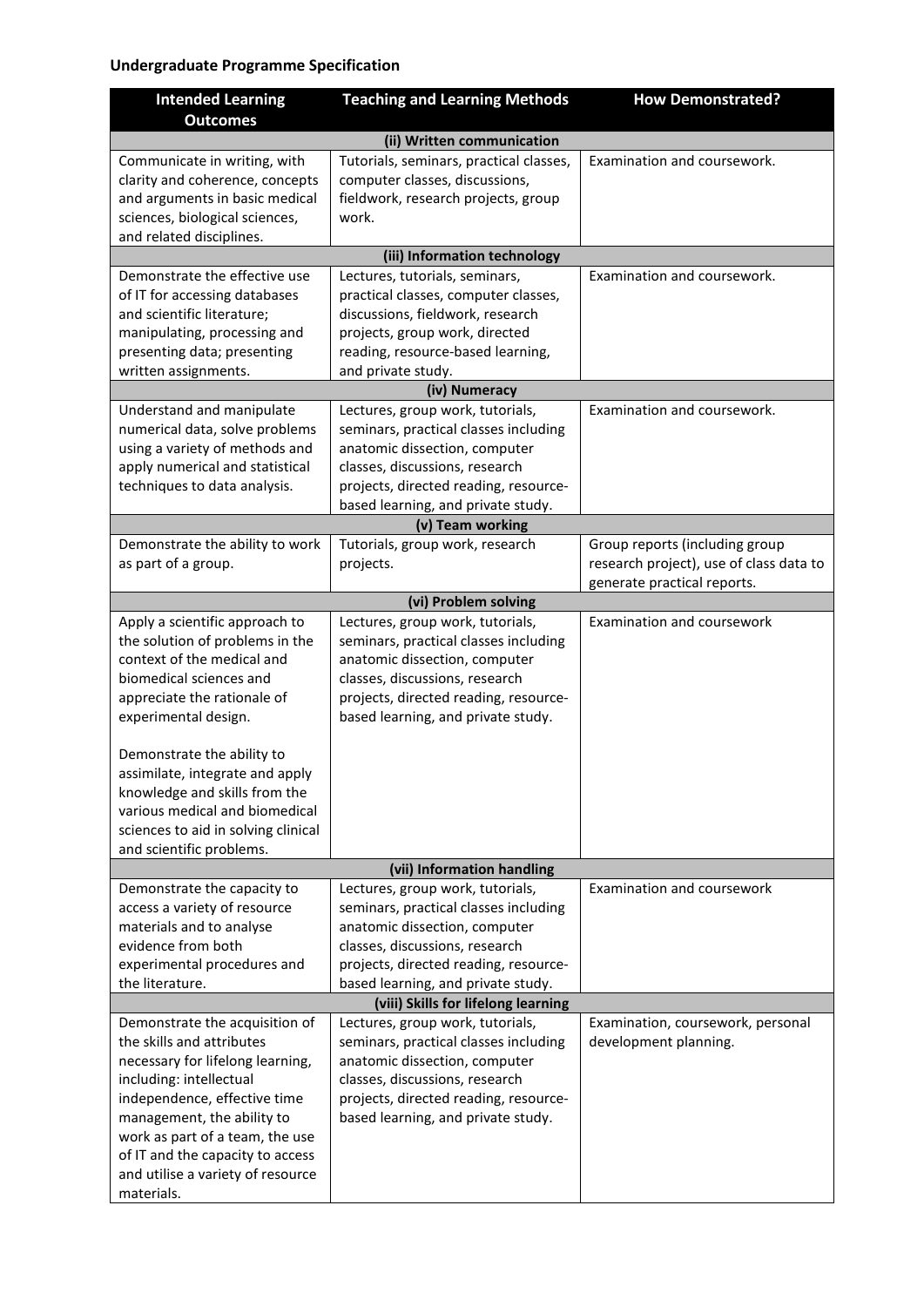**Undergraduate Programme Specification**

| Intended Learning Outcomes | Teaching and Learning Methods | How Demonstrated? |
|---|---|---|
| **(ii) Written communication** | | |
| Communicate in writing, with clarity and coherence, concepts and arguments in basic medical sciences, biological sciences, and related disciplines. | Tutorials, seminars, practical classes, computer classes, discussions, fieldwork, research projects, group work. | Examination and coursework. |
| **(iii) Information technology** | | |
| Demonstrate the effective use of IT for accessing databases and scientific literature; manipulating, processing and presenting data; presenting written assignments. | Lectures, tutorials, seminars, practical classes, computer classes, discussions, fieldwork, research projects, group work, directed reading, resource-based learning, and private study. | Examination and coursework. |
| **(iv) Numeracy** | | |
| Understand and manipulate numerical data, solve problems using a variety of methods and apply numerical and statistical techniques to data analysis. | Lectures, group work, tutorials, seminars, practical classes including anatomic dissection, computer classes, discussions, research projects, directed reading, resource-based learning, and private study. | Examination and coursework. |
| **(v) Team working** | | |
| Demonstrate the ability to work as part of a group. | Tutorials, group work, research projects. | Group reports (including group research project), use of class data to generate practical reports. |
| **(vi) Problem solving** | | |
| Apply a scientific approach to the solution of problems in the context of the medical and biomedical sciences and appreciate the rationale of experimental design.<br><br>Demonstrate the ability to assimilate, integrate and apply knowledge and skills from the various medical and biomedical sciences to aid in solving clinical and scientific problems. | Lectures, group work, tutorials, seminars, practical classes including anatomic dissection, computer classes, discussions, research projects, directed reading, resource-based learning, and private study. | Examination and coursework |
| **(vii) Information handling** | | |
| Demonstrate the capacity to access a variety of resource materials and to analyse evidence from both experimental procedures and the literature. | Lectures, group work, tutorials, seminars, practical classes including anatomic dissection, computer classes, discussions, research projects, directed reading, resource-based learning, and private study. | Examination and coursework |
| **(viii) Skills for lifelong learning** | | |
| Demonstrate the acquisition of the skills and attributes necessary for lifelong learning, including: intellectual independence, effective time management, the ability to work as part of a team, the use of IT and the capacity to access and utilise a variety of resource materials. | Lectures, group work, tutorials, seminars, practical classes including anatomic dissection, computer classes, discussions, research projects, directed reading, resource-based learning, and private study. | Examination, coursework, personal development planning. |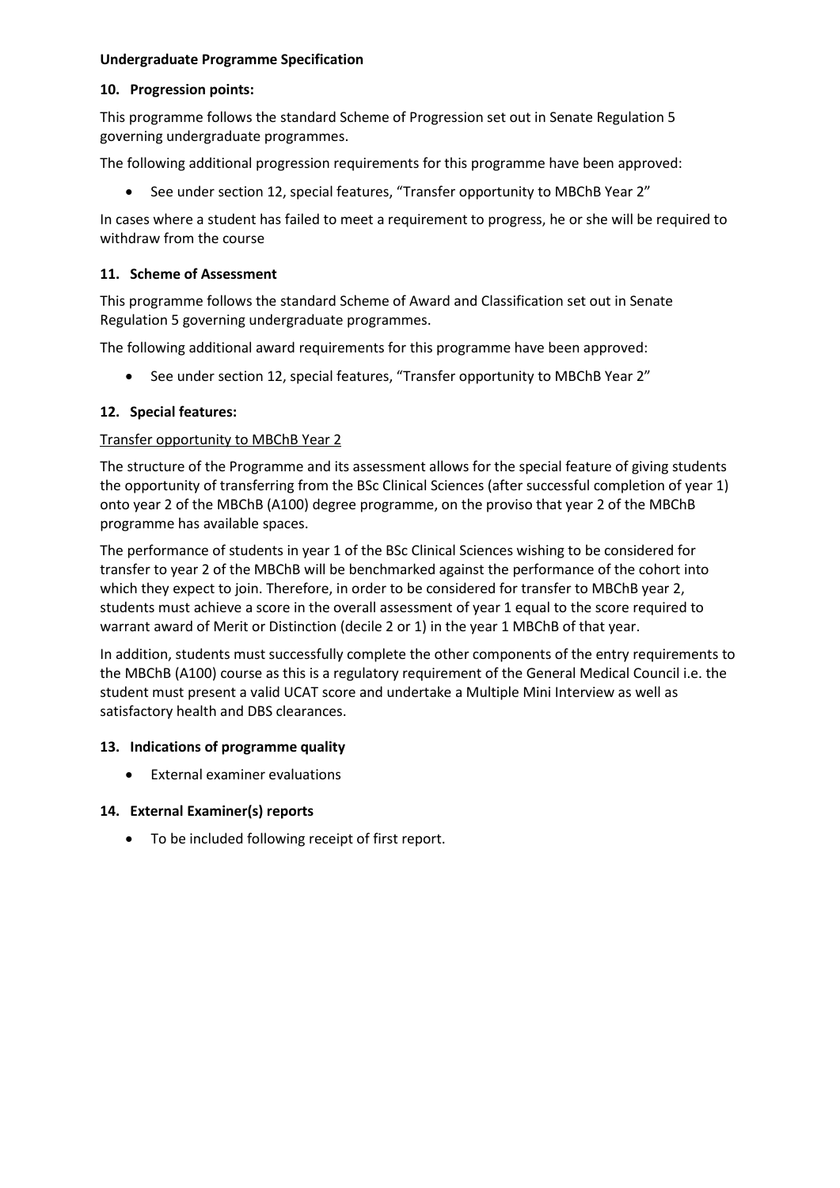**Undergraduate Programme Specification**

## 10. Progression points:

This programme follows the standard Scheme of Progression set out in Senate Regulation 5 governing undergraduate programmes.

The following additional progression requirements for this programme have been approved:

- See under section 12, special features, "Transfer opportunity to MBChB Year 2"

In cases where a student has failed to meet a requirement to progress, he or she will be required to withdraw from the course

## 11. Scheme of Assessment

This programme follows the standard Scheme of Award and Classification set out in Senate Regulation 5 governing undergraduate programmes.

The following additional award requirements for this programme have been approved:

- See under section 12, special features, "Transfer opportunity to MBChB Year 2"

## 12. Special features:

<u>Transfer opportunity to MBChB Year 2</u>

The structure of the Programme and its assessment allows for the special feature of giving students the opportunity of transferring from the BSc Clinical Sciences (after successful completion of year 1) onto year 2 of the MBChB (A100) degree programme, on the proviso that year 2 of the MBChB programme has available spaces.

The performance of students in year 1 of the BSc Clinical Sciences wishing to be considered for transfer to year 2 of the MBChB will be benchmarked against the performance of the cohort into which they expect to join. Therefore, in order to be considered for transfer to MBChB year 2, students must achieve a score in the overall assessment of year 1 equal to the score required to warrant award of Merit or Distinction (decile 2 or 1) in the year 1 MBChB of that year.

In addition, students must successfully complete the other components of the entry requirements to the MBChB (A100) course as this is a regulatory requirement of the General Medical Council i.e. the student must present a valid UCAT score and undertake a Multiple Mini Interview as well as satisfactory health and DBS clearances.

## 13. Indications of programme quality

- External examiner evaluations

## 14. External Examiner(s) reports

- To be included following receipt of first report.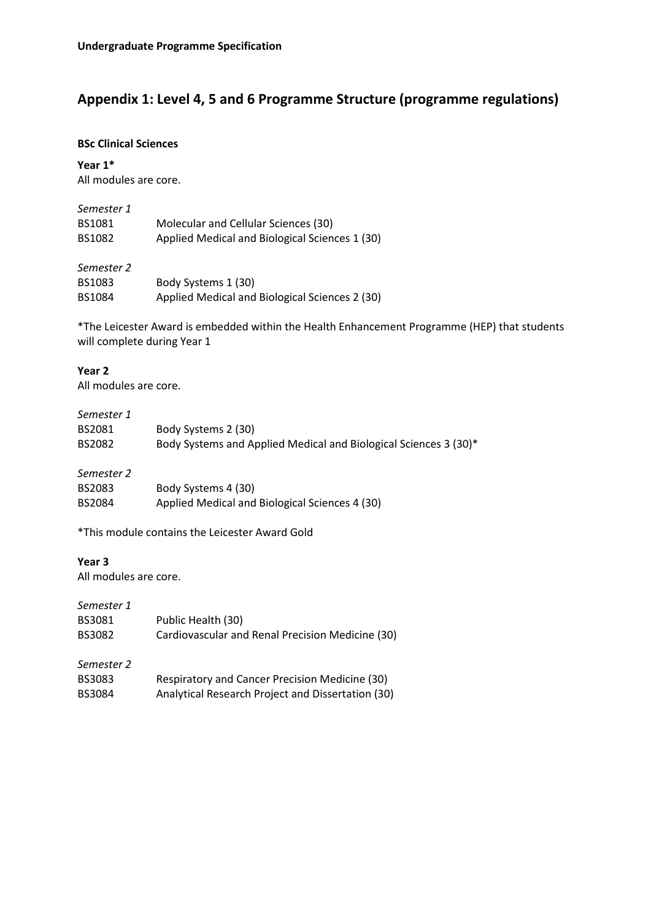# Appendix 1: Level 4, 5 and 6 Programme Structure (programme regulations)

**BSc Clinical Sciences**

**Year 1***
All modules are core.

*Semester 1*

| | |
|---|---|
| BS1081 | Molecular and Cellular Sciences (30) |
| BS1082 | Applied Medical and Biological Sciences 1 (30) |

*Semester 2*

| | |
|---|---|
| BS1083 | Body Systems 1 (30) |
| BS1084 | Applied Medical and Biological Sciences 2 (30) |

*The Leicester Award is embedded within the Health Enhancement Programme (HEP) that students will complete during Year 1

**Year 2**
All modules are core.

*Semester 1*

| | |
|---|---|
| BS2081 | Body Systems 2 (30) |
| BS2082 | Body Systems and Applied Medical and Biological Sciences 3 (30)* |

*Semester 2*

| | |
|---|---|
| BS2083 | Body Systems 4 (30) |
| BS2084 | Applied Medical and Biological Sciences 4 (30) |

*This module contains the Leicester Award Gold

**Year 3**
All modules are core.

*Semester 1*

| | |
|---|---|
| BS3081 | Public Health (30) |
| BS3082 | Cardiovascular and Renal Precision Medicine (30) |

*Semester 2*

| | |
|---|---|
| BS3083 | Respiratory and Cancer Precision Medicine (30) |
| BS3084 | Analytical Research Project and Dissertation (30) |